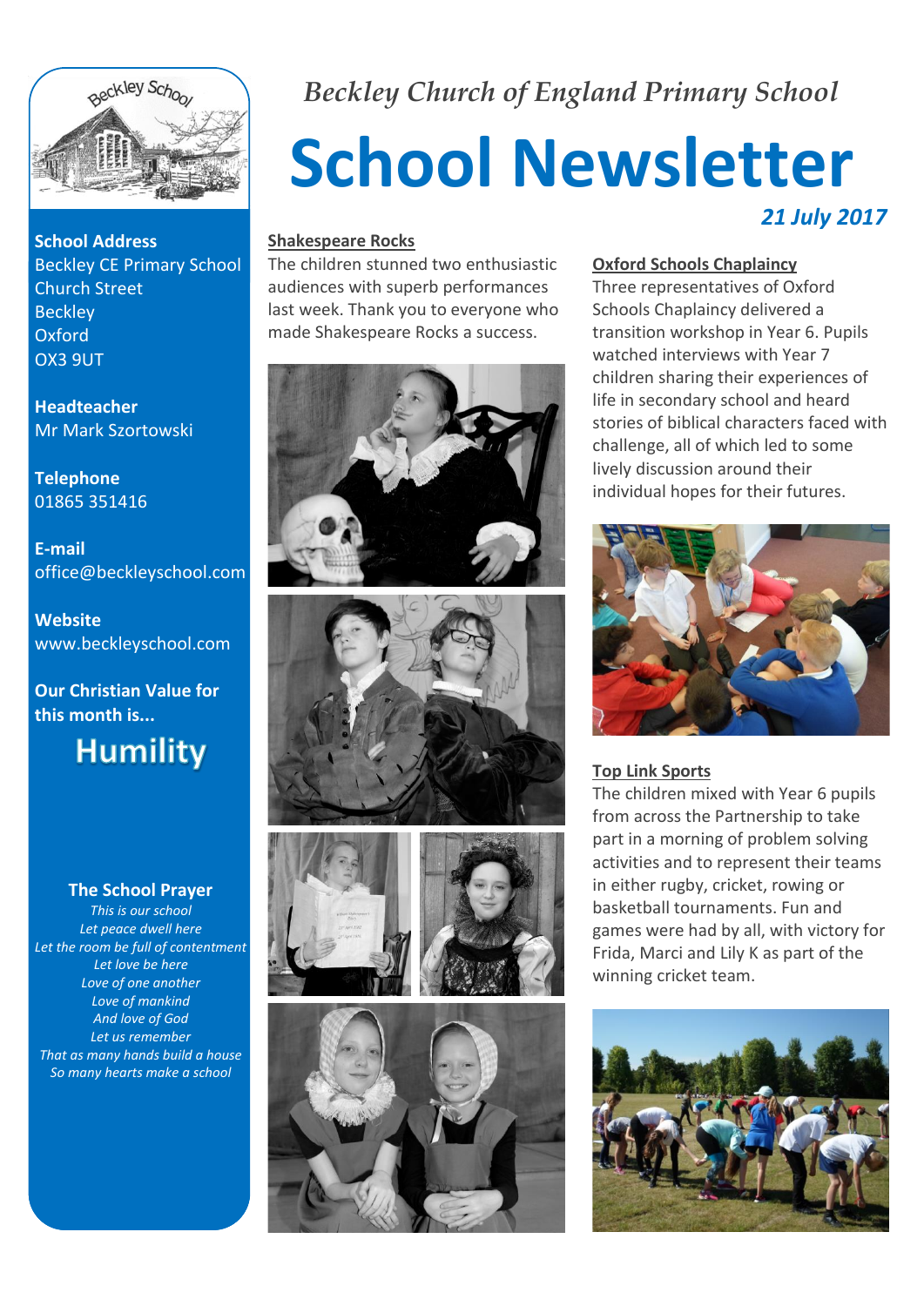*Beckley Church of England Primary School*

# School Newsletter

***21 July 2017***

**School Address**
Beckley CE Primary School
Church Street
Beckley
Oxford
OX3 9UT

**Headteacher**
Mr Mark Szortowski

**Telephone**
01865 351416

**E-mail**
office@beckleyschool.com

**Website**
www.beckleyschool.com

**Our Christian Value for this month is...**

**Humility**

**The School Prayer**

*This is our school*
*Let peace dwell here*
*Let the room be full of contentment*
*Let love be here*
*Love of one another*
*Love of mankind*
*And love of God*
*Let us remember*
*That as many hands build a house*
*So many hearts make a school*

## Shakespeare Rocks

The children stunned two enthusiastic audiences with superb performances last week. Thank you to everyone who made Shakespeare Rocks a success.

## Oxford Schools Chaplaincy

Three representatives of Oxford Schools Chaplaincy delivered a transition workshop in Year 6. Pupils watched interviews with Year 7 children sharing their experiences of life in secondary school and heard stories of biblical characters faced with challenge, all of which led to some lively discussion around their individual hopes for their futures.

## Top Link Sports

The children mixed with Year 6 pupils from across the Partnership to take part in a morning of problem solving activities and to represent their teams in either rugby, cricket, rowing or basketball tournaments. Fun and games were had by all, with victory for Frida, Marci and Lily K as part of the winning cricket team.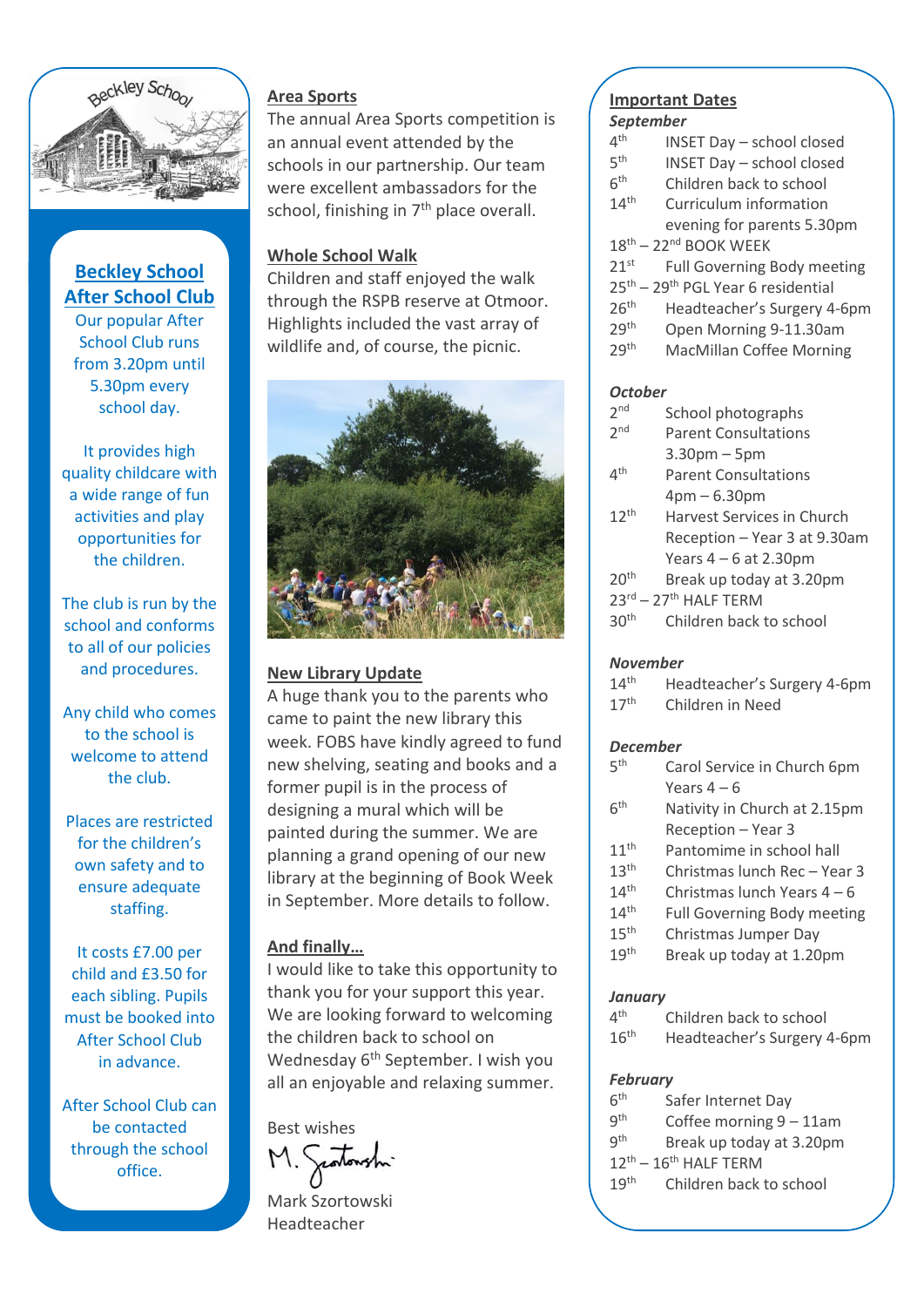## Beckley School After School Club

Our popular After School Club runs from 3.20pm until 5.30pm every school day.

It provides high quality childcare with a wide range of fun activities and play opportunities for the children.

The club is run by the school and conforms to all of our policies and procedures.

Any child who comes to the school is welcome to attend the club.

Places are restricted for the children's own safety and to ensure adequate staffing.

It costs £7.00 per child and £3.50 for each sibling. Pupils must be booked into After School Club in advance.

After School Club can be contacted through the school office.

## Area Sports

The annual Area Sports competition is an annual event attended by the schools in our partnership. Our team were excellent ambassadors for the school, finishing in 7th place overall.

## Whole School Walk

Children and staff enjoyed the walk through the RSPB reserve at Otmoor. Highlights included the vast array of wildlife and, of course, the picnic.

## New Library Update

A huge thank you to the parents who came to paint the new library this week. FOBS have kindly agreed to fund new shelving, seating and books and a former pupil is in the process of designing a mural which will be painted during the summer. We are planning a grand opening of our new library at the beginning of Book Week in September. More details to follow.

## And finally…

I would like to take this opportunity to thank you for your support this year. We are looking forward to welcoming the children back to school on Wednesday 6th September. I wish you all an enjoyable and relaxing summer.

Best wishes

Mark Szortowski
Headteacher

## Important Dates

*September*

| | |
|---|---|
| 4th | INSET Day – school closed |
| 5th | INSET Day – school closed |
| 6th | Children back to school |
| 14th | Curriculum information evening for parents 5.30pm |
| 18th – 22nd | BOOK WEEK |
| 21st | Full Governing Body meeting |
| 25th – 29th | PGL Year 6 residential |
| 26th | Headteacher's Surgery 4-6pm |
| 29th | Open Morning 9-11.30am |
| 29th | MacMillan Coffee Morning |

*October*

| | |
|---|---|
| 2nd | School photographs |
| 2nd | Parent Consultations 3.30pm – 5pm |
| 4th | Parent Consultations 4pm – 6.30pm |
| 12th | Harvest Services in Church Reception – Year 3 at 9.30am Years 4 – 6 at 2.30pm |
| 20th | Break up today at 3.20pm |
| 23rd – 27th | HALF TERM |
| 30th | Children back to school |

*November*

| | |
|---|---|
| 14th | Headteacher's Surgery 4-6pm |
| 17th | Children in Need |

*December*

| | |
|---|---|
| 5th | Carol Service in Church 6pm Years 4 – 6 |
| 6th | Nativity in Church at 2.15pm Reception – Year 3 |
| 11th | Pantomime in school hall |
| 13th | Christmas lunch Rec – Year 3 |
| 14th | Christmas lunch Years 4 – 6 |
| 14th | Full Governing Body meeting |
| 15th | Christmas Jumper Day |
| 19th | Break up today at 1.20pm |

*January*

| | |
|---|---|
| 4th | Children back to school |
| 16th | Headteacher's Surgery 4-6pm |

*February*

| | |
|---|---|
| 6th | Safer Internet Day |
| 9th | Coffee morning 9 – 11am |
| 9th | Break up today at 3.20pm |
| 12th – 16th | HALF TERM |
| 19th | Children back to school |